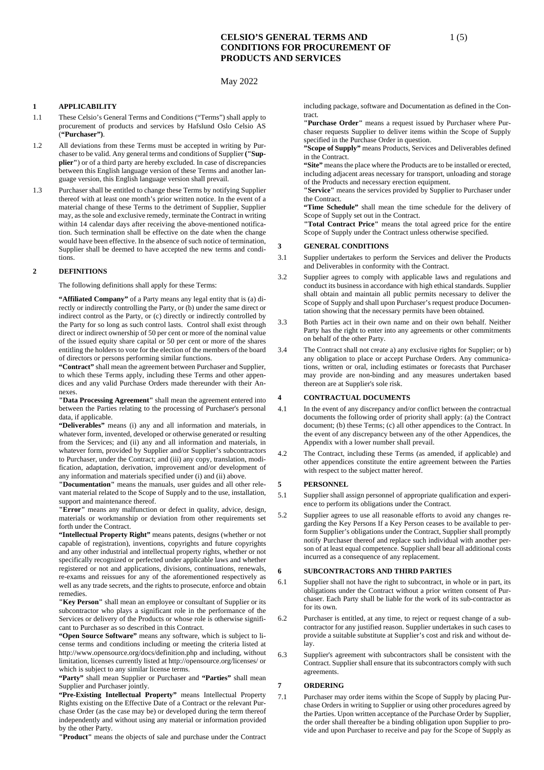# CELSIO'S GENERAL TERMS AND CONDITIONS FOR PROCUREMENT OF PRODUCTS AND SERVICES

May 2022

## 1 APPLICABILITY

1.1 These Celsio's General Terms and Conditions ("Terms") shall apply to procurement of products and services by Hafslund Oslo Celsio AS (**"Purchaser")**.

1.2 All deviations from these Terms must be accepted in writing by Purchaser to be valid. Any general terms and conditions of Supplier **("Supplier"**) or of a third party are hereby excluded. In case of discrepancies between this English language version of these Terms and another language version, this English language version shall prevail.

1.3 Purchaser shall be entitled to change these Terms by notifying Supplier thereof with at least one month's prior written notice. In the event of a material change of these Terms to the detriment of Supplier, Supplier may, as the sole and exclusive remedy, terminate the Contract in writing within 14 calendar days after receiving the above-mentioned notification. Such termination shall be effective on the date when the change would have been effective. In the absence of such notice of termination, Supplier shall be deemed to have accepted the new terms and conditions.

## 2 DEFINITIONS

The following definitions shall apply for these Terms:

**"Affiliated Company"** of a Party means any legal entity that is (a) directly or indirectly controlling the Party, or (b) under the same direct or indirect control as the Party, or (c) directly or indirectly controlled by the Party for so long as such control lasts. Control shall exist through direct or indirect ownership of 50 per cent or more of the nominal value of the issued equity share capital or 50 per cent or more of the shares entitling the holders to vote for the election of the members of the board of directors or persons performing similar functions.

**"Contract"** shall mean the agreement between Purchaser and Supplier, to which these Terms apply, including these Terms and other appendices and any valid Purchase Orders made thereunder with their Annexes.

**"Data Processing Agreement"** shall mean the agreement entered into between the Parties relating to the processing of Purchaser's personal data, if applicable.

**"Deliverables"** means (i) any and all information and materials, in whatever form, invented, developed or otherwise generated or resulting from the Services; and (ii) any and all information and materials, in whatever form, provided by Supplier and/or Supplier's subcontractors to Purchaser, under the Contract; and (iii) any copy, translation, modification, adaptation, derivation, improvement and/or development of any information and materials specified under (i) and (ii) above.

**"Documentation"** means the manuals, user guides and all other relevant material related to the Scope of Supply and to the use, installation, support and maintenance thereof.

**"Error"** means any malfunction or defect in quality, advice, design, materials or workmanship or deviation from other requirements set forth under the Contract.

**"Intellectual Property Right"** means patents, designs (whether or not capable of registration), inventions, copyrights and future copyrights and any other industrial and intellectual property rights, whether or not specifically recognized or perfected under applicable laws and whether registered or not and applications, divisions, continuations, renewals, re-exams and reissues for any of the aforementioned respectively as well as any trade secrets, and the rights to prosecute, enforce and obtain remedies.

**"Key Person"** shall mean an employee or consultant of Supplier or its subcontractor who plays a significant role in the performance of the Services or delivery of the Products or whose role is otherwise significant to Purchaser as so described in this Contract.

**"Open Source Software"** means any software, which is subject to license terms and conditions including or meeting the criteria listed at http://www.opensource.org/docs/definition.php and including, without limitation, licenses currently listed at http://opensource.org/licenses/ or which is subject to any similar license terms.

**"Party"** shall mean Supplier or Purchaser and **"Parties"** shall mean Supplier and Purchaser jointly.

**"Pre-Existing Intellectual Property"** means Intellectual Property Rights existing on the Effective Date of a Contract or the relevant Purchase Order (as the case may be) or developed during the term thereof independently and without using any material or information provided by the other Party.

**"Product"** means the objects of sale and purchase under the Contract including package, software and Documentation as defined in the Contract.

**"Purchase Order"** means a request issued by Purchaser where Purchaser requests Supplier to deliver items within the Scope of Supply specified in the Purchase Order in question.

**"Scope of Supply"** means Products, Services and Deliverables defined in the Contract.

**"Site"** means the place where the Products are to be installed or erected, including adjacent areas necessary for transport, unloading and storage of the Products and necessary erection equipment.

**"Service"** means the services provided by Supplier to Purchaser under the Contract.

**"Time Schedule"** shall mean the time schedule for the delivery of Scope of Supply set out in the Contract.

**"Total Contract Price"** means the total agreed price for the entire Scope of Supply under the Contract unless otherwise specified.

## 3 GENERAL CONDITIONS

3.1 Supplier undertakes to perform the Services and deliver the Products and Deliverables in conformity with the Contract.

3.2 Supplier agrees to comply with applicable laws and regulations and conduct its business in accordance with high ethical standards. Supplier shall obtain and maintain all public permits necessary to deliver the Scope of Supply and shall upon Purchaser's request produce Documentation showing that the necessary permits have been obtained.

3.3 Both Parties act in their own name and on their own behalf. Neither Party has the right to enter into any agreements or other commitments on behalf of the other Party.

3.4 The Contract shall not create a) any exclusive rights for Supplier; or b) any obligation to place or accept Purchase Orders. Any communications, written or oral, including estimates or forecasts that Purchaser may provide are non-binding and any measures undertaken based thereon are at Supplier's sole risk.

## 4 CONTRACTUAL DOCUMENTS

4.1 In the event of any discrepancy and/or conflict between the contractual documents the following order of priority shall apply: (a) the Contract document; (b) these Terms; (c) all other appendices to the Contract. In the event of any discrepancy between any of the other Appendices, the Appendix with a lower number shall prevail.

4.2 The Contract, including these Terms (as amended, if applicable) and other appendices constitute the entire agreement between the Parties with respect to the subject matter hereof.

## 5 PERSONNEL

5.1 Supplier shall assign personnel of appropriate qualification and experience to perform its obligations under the Contract.

5.2 Supplier agrees to use all reasonable efforts to avoid any changes regarding the Key Persons If a Key Person ceases to be available to perform Supplier's obligations under the Contract, Supplier shall promptly notify Purchaser thereof and replace such individual with another person of at least equal competence. Supplier shall bear all additional costs incurred as a consequence of any replacement.

## 6 SUBCONTRACTORS AND THIRD PARTIES

6.1 Supplier shall not have the right to subcontract, in whole or in part, its obligations under the Contract without a prior written consent of Purchaser. Each Party shall be liable for the work of its sub-contractor as for its own.

6.2 Purchaser is entitled, at any time, to reject or request change of a subcontractor for any justified reason. Supplier undertakes in such cases to provide a suitable substitute at Supplier's cost and risk and without delay.

6.3 Supplier's agreement with subcontractors shall be consistent with the Contract. Supplier shall ensure that its subcontractors comply with such agreements.

## 7 ORDERING

7.1 Purchaser may order items within the Scope of Supply by placing Purchase Orders in writing to Supplier or using other procedures agreed by the Parties. Upon written acceptance of the Purchase Order by Supplier, the order shall thereafter be a binding obligation upon Supplier to provide and upon Purchaser to receive and pay for the Scope of Supply as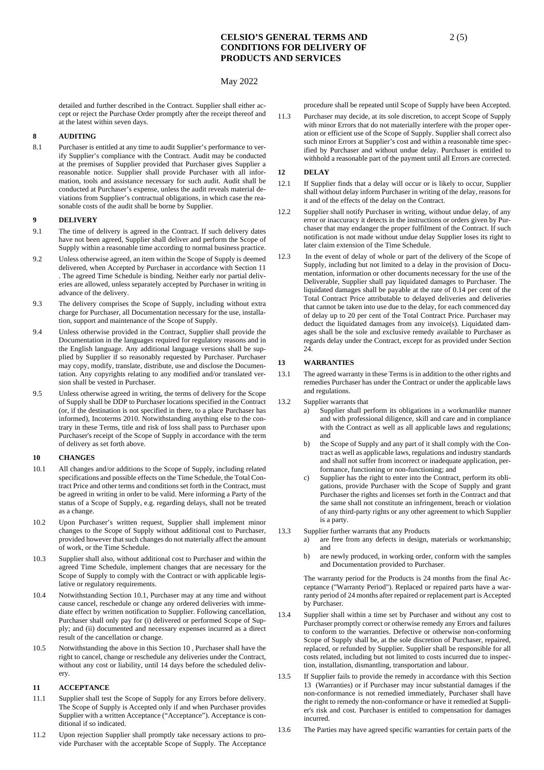detailed and further described in the Contract. Supplier shall either accept or reject the Purchase Order promptly after the receipt thereof and at the latest within seven days.

## 8 AUDITING

8.1 Purchaser is entitled at any time to audit Supplier's performance to verify Supplier's compliance with the Contract. Audit may be conducted at the premises of Supplier provided that Purchaser gives Supplier a reasonable notice. Supplier shall provide Purchaser with all information, tools and assistance necessary for such audit. Audit shall be conducted at Purchaser's expense, unless the audit reveals material deviations from Supplier's contractual obligations, in which case the reasonable costs of the audit shall be borne by Supplier.

## 9 DELIVERY

9.1 The time of delivery is agreed in the Contract. If such delivery dates have not been agreed, Supplier shall deliver and perform the Scope of Supply within a reasonable time according to normal business practice.

9.2 Unless otherwise agreed, an item within the Scope of Supply is deemed delivered, when Accepted by Purchaser in accordance with Section 11 . The agreed Time Schedule is binding. Neither early nor partial deliveries are allowed, unless separately accepted by Purchaser in writing in advance of the delivery.

9.3 The delivery comprises the Scope of Supply, including without extra charge for Purchaser, all Documentation necessary for the use, installation, support and maintenance of the Scope of Supply.

9.4 Unless otherwise provided in the Contract, Supplier shall provide the Documentation in the languages required for regulatory reasons and in the English language. Any additional language versions shall be supplied by Supplier if so reasonably requested by Purchaser. Purchaser may copy, modify, translate, distribute, use and disclose the Documentation. Any copyrights relating to any modified and/or translated version shall be vested in Purchaser.

9.5 Unless otherwise agreed in writing, the terms of delivery for the Scope of Supply shall be DDP to Purchaser locations specified in the Contract (or, if the destination is not specified in there, to a place Purchaser has informed), Incoterms 2010. Notwithstanding anything else to the contrary in these Terms, title and risk of loss shall pass to Purchaser upon Purchaser's receipt of the Scope of Supply in accordance with the term of delivery as set forth above.

## 10 CHANGES

10.1 All changes and/or additions to the Scope of Supply, including related specifications and possible effects on the Time Schedule, the Total Contract Price and other terms and conditions set forth in the Contract, must be agreed in writing in order to be valid. Mere informing a Party of the status of a Scope of Supply, e.g. regarding delays, shall not be treated as a change.

10.2 Upon Purchaser's written request, Supplier shall implement minor changes to the Scope of Supply without additional cost to Purchaser, provided however that such changes do not materially affect the amount of work, or the Time Schedule.

10.3 Supplier shall also, without additional cost to Purchaser and within the agreed Time Schedule, implement changes that are necessary for the Scope of Supply to comply with the Contract or with applicable legislative or regulatory requirements.

10.4 Notwithstanding Section 10.1, Purchaser may at any time and without cause cancel, reschedule or change any ordered deliveries with immediate effect by written notification to Supplier. Following cancellation, Purchaser shall only pay for (i) delivered or performed Scope of Supply; and (ii) documented and necessary expenses incurred as a direct result of the cancellation or change.

10.5 Notwithstanding the above in this Section 10 , Purchaser shall have the right to cancel, change or reschedule any deliveries under the Contract, without any cost or liability, until 14 days before the scheduled delivery.

## 11 ACCEPTANCE

11.1 Supplier shall test the Scope of Supply for any Errors before delivery. The Scope of Supply is Accepted only if and when Purchaser provides Supplier with a written Acceptance ("Acceptance"). Acceptance is conditional if so indicated.

11.2 Upon rejection Supplier shall promptly take necessary actions to provide Purchaser with the acceptable Scope of Supply. The Acceptance procedure shall be repeated until Scope of Supply have been Accepted.

11.3 Purchaser may decide, at its sole discretion, to accept Scope of Supply with minor Errors that do not materially interfere with the proper operation or efficient use of the Scope of Supply. Supplier shall correct also such minor Errors at Supplier's cost and within a reasonable time specified by Purchaser and without undue delay. Purchaser is entitled to withhold a reasonable part of the payment until all Errors are corrected.

## 12 DELAY

12.1 If Supplier finds that a delay will occur or is likely to occur, Supplier shall without delay inform Purchaser in writing of the delay, reasons for it and of the effects of the delay on the Contract.

12.2 Supplier shall notify Purchaser in writing, without undue delay, of any error or inaccuracy it detects in the instructions or orders given by Purchaser that may endanger the proper fulfilment of the Contract. If such notification is not made without undue delay Supplier loses its right to later claim extension of the Time Schedule.

12.3 In the event of delay of whole or part of the delivery of the Scope of Supply, including but not limited to a delay in the provision of Documentation, information or other documents necessary for the use of the Deliverable, Supplier shall pay liquidated damages to Purchaser. The liquidated damages shall be payable at the rate of 0.14 per cent of the Total Contract Price attributable to delayed deliveries and deliveries that cannot be taken into use due to the delay, for each commenced day of delay up to 20 per cent of the Total Contract Price. Purchaser may deduct the liquidated damages from any invoice(s). Liquidated damages shall be the sole and exclusive remedy available to Purchaser as regards delay under the Contract, except for as provided under Section 24.

## 13 WARRANTIES

13.1 The agreed warranty in these Terms is in addition to the other rights and remedies Purchaser has under the Contract or under the applicable laws and regulations.

13.2 Supplier warrants that

a) Supplier shall perform its obligations in a workmanlike manner and with professional diligence, skill and care and in compliance with the Contract as well as all applicable laws and regulations; and

b) the Scope of Supply and any part of it shall comply with the Contract as well as applicable laws, regulations and industry standards and shall not suffer from incorrect or inadequate application, performance, functioning or non-functioning; and

c) Supplier has the right to enter into the Contract, perform its obligations, provide Purchaser with the Scope of Supply and grant Purchaser the rights and licenses set forth in the Contract and that the same shall not constitute an infringement, breach or violation of any third-party rights or any other agreement to which Supplier is a party.

13.3 Supplier further warrants that any Products

a) are free from any defects in design, materials or workmanship; and

b) are newly produced, in working order, conform with the samples and Documentation provided to Purchaser.

The warranty period for the Products is 24 months from the final Acceptance ("Warranty Period"). Replaced or repaired parts have a warranty period of 24 months after repaired or replacement part is Accepted by Purchaser.

13.4 Supplier shall within a time set by Purchaser and without any cost to Purchaser promptly correct or otherwise remedy any Errors and failures to conform to the warranties. Defective or otherwise non-conforming Scope of Supply shall be, at the sole discretion of Purchaser, repaired, replaced, or refunded by Supplier. Supplier shall be responsible for all costs related, including but not limited to costs incurred due to inspection, installation, dismantling, transportation and labour.

13.5 If Supplier fails to provide the remedy in accordance with this Section 13 (Warranties) or if Purchaser may incur substantial damages if the non-conformance is not remedied immediately, Purchaser shall have the right to remedy the non-conformance or have it remedied at Supplier's risk and cost. Purchaser is entitled to compensation for damages incurred.

13.6 The Parties may have agreed specific warranties for certain parts of the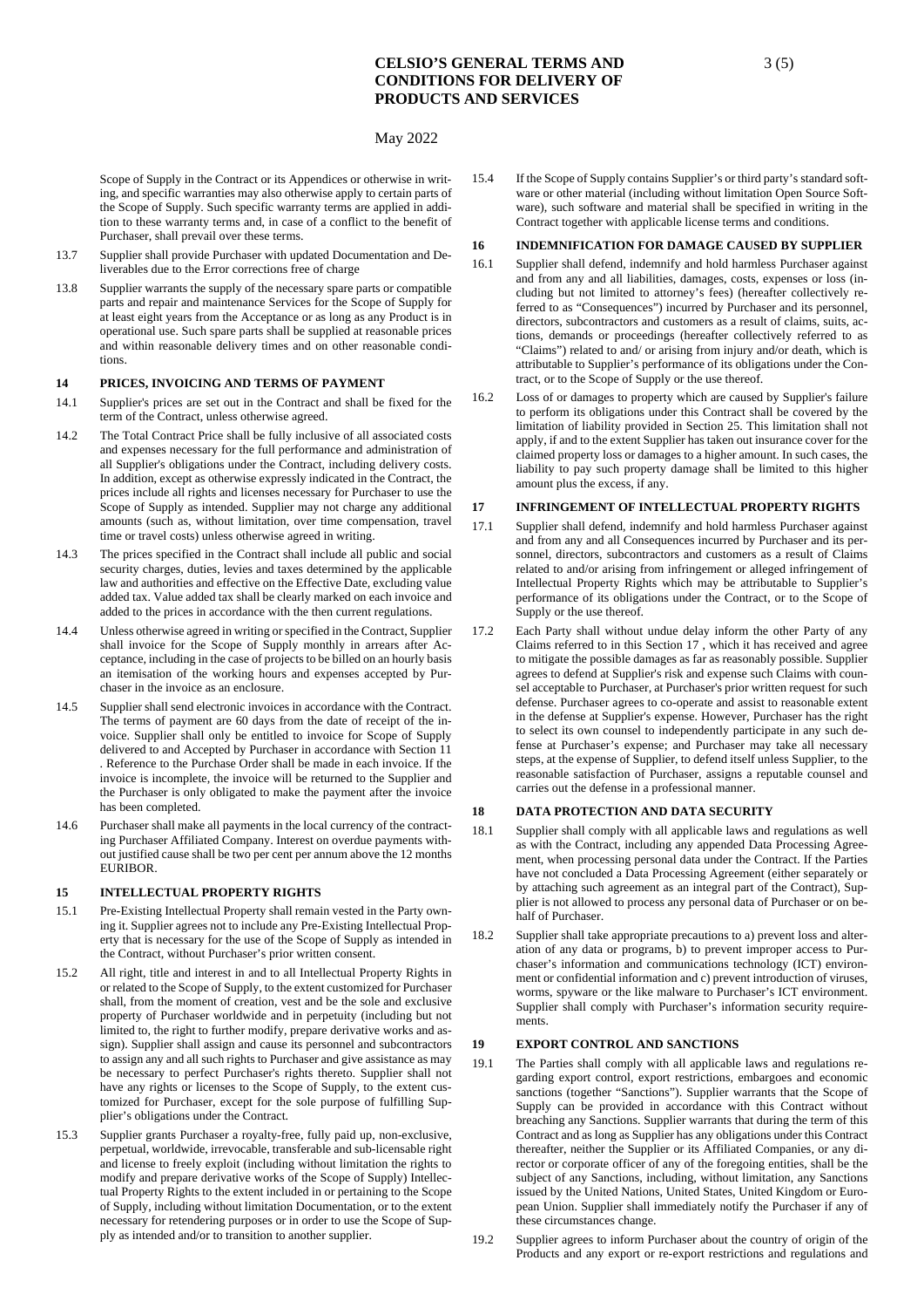Scope of Supply in the Contract or its Appendices or otherwise in writing, and specific warranties may also otherwise apply to certain parts of the Scope of Supply. Such specific warranty terms are applied in addition to these warranty terms and, in case of a conflict to the benefit of Purchaser, shall prevail over these terms.

13.7 Supplier shall provide Purchaser with updated Documentation and Deliverables due to the Error corrections free of charge

13.8 Supplier warrants the supply of the necessary spare parts or compatible parts and repair and maintenance Services for the Scope of Supply for at least eight years from the Acceptance or as long as any Product is in operational use. Such spare parts shall be supplied at reasonable prices and within reasonable delivery times and on other reasonable conditions.

## 14 PRICES, INVOICING AND TERMS OF PAYMENT

14.1 Supplier's prices are set out in the Contract and shall be fixed for the term of the Contract, unless otherwise agreed.

14.2 The Total Contract Price shall be fully inclusive of all associated costs and expenses necessary for the full performance and administration of all Supplier's obligations under the Contract, including delivery costs. In addition, except as otherwise expressly indicated in the Contract, the prices include all rights and licenses necessary for Purchaser to use the Scope of Supply as intended. Supplier may not charge any additional amounts (such as, without limitation, over time compensation, travel time or travel costs) unless otherwise agreed in writing.

14.3 The prices specified in the Contract shall include all public and social security charges, duties, levies and taxes determined by the applicable law and authorities and effective on the Effective Date, excluding value added tax. Value added tax shall be clearly marked on each invoice and added to the prices in accordance with the then current regulations.

14.4 Unless otherwise agreed in writing or specified in the Contract, Supplier shall invoice for the Scope of Supply monthly in arrears after Acceptance, including in the case of projects to be billed on an hourly basis an itemisation of the working hours and expenses accepted by Purchaser in the invoice as an enclosure.

14.5 Supplier shall send electronic invoices in accordance with the Contract. The terms of payment are 60 days from the date of receipt of the invoice. Supplier shall only be entitled to invoice for Scope of Supply delivered to and Accepted by Purchaser in accordance with Section 11 . Reference to the Purchase Order shall be made in each invoice. If the invoice is incomplete, the invoice will be returned to the Supplier and the Purchaser is only obligated to make the payment after the invoice has been completed.

14.6 Purchaser shall make all payments in the local currency of the contracting Purchaser Affiliated Company. Interest on overdue payments without justified cause shall be two per cent per annum above the 12 months EURIBOR.

## 15 INTELLECTUAL PROPERTY RIGHTS

15.1 Pre-Existing Intellectual Property shall remain vested in the Party owning it. Supplier agrees not to include any Pre-Existing Intellectual Property that is necessary for the use of the Scope of Supply as intended in the Contract, without Purchaser's prior written consent.

15.2 All right, title and interest in and to all Intellectual Property Rights in or related to the Scope of Supply, to the extent customized for Purchaser shall, from the moment of creation, vest and be the sole and exclusive property of Purchaser worldwide and in perpetuity (including but not limited to, the right to further modify, prepare derivative works and assign). Supplier shall assign and cause its personnel and subcontractors to assign any and all such rights to Purchaser and give assistance as may be necessary to perfect Purchaser's rights thereto. Supplier shall not have any rights or licenses to the Scope of Supply, to the extent customized for Purchaser, except for the sole purpose of fulfilling Supplier's obligations under the Contract.

15.3 Supplier grants Purchaser a royalty-free, fully paid up, non-exclusive, perpetual, worldwide, irrevocable, transferable and sub-licensable right and license to freely exploit (including without limitation the rights to modify and prepare derivative works of the Scope of Supply) Intellectual Property Rights to the extent included in or pertaining to the Scope of Supply, including without limitation Documentation, or to the extent necessary for retendering purposes or in order to use the Scope of Supply as intended and/or to transition to another supplier.

15.4 If the Scope of Supply contains Supplier's or third party's standard software or other material (including without limitation Open Source Software), such software and material shall be specified in writing in the Contract together with applicable license terms and conditions.

## 16 INDEMNIFICATION FOR DAMAGE CAUSED BY SUPPLIER

16.1 Supplier shall defend, indemnify and hold harmless Purchaser against and from any and all liabilities, damages, costs, expenses or loss (including but not limited to attorney's fees) (hereafter collectively referred to as "Consequences") incurred by Purchaser and its personnel, directors, subcontractors and customers as a result of claims, suits, actions, demands or proceedings (hereafter collectively referred to as "Claims") related to and/ or arising from injury and/or death, which is attributable to Supplier's performance of its obligations under the Contract, or to the Scope of Supply or the use thereof.

16.2 Loss of or damages to property which are caused by Supplier's failure to perform its obligations under this Contract shall be covered by the limitation of liability provided in Section 25. This limitation shall not apply, if and to the extent Supplier has taken out insurance cover for the claimed property loss or damages to a higher amount. In such cases, the liability to pay such property damage shall be limited to this higher amount plus the excess, if any.

## 17 INFRINGEMENT OF INTELLECTUAL PROPERTY RIGHTS

17.1 Supplier shall defend, indemnify and hold harmless Purchaser against and from any and all Consequences incurred by Purchaser and its personnel, directors, subcontractors and customers as a result of Claims related to and/or arising from infringement or alleged infringement of Intellectual Property Rights which may be attributable to Supplier's performance of its obligations under the Contract, or to the Scope of Supply or the use thereof.

17.2 Each Party shall without undue delay inform the other Party of any Claims referred to in this Section 17 , which it has received and agree to mitigate the possible damages as far as reasonably possible. Supplier agrees to defend at Supplier's risk and expense such Claims with counsel acceptable to Purchaser, at Purchaser's prior written request for such defense. Purchaser agrees to co-operate and assist to reasonable extent in the defense at Supplier's expense. However, Purchaser has the right to select its own counsel to independently participate in any such defense at Purchaser's expense; and Purchaser may take all necessary steps, at the expense of Supplier, to defend itself unless Supplier, to the reasonable satisfaction of Purchaser, assigns a reputable counsel and carries out the defense in a professional manner.

## 18 DATA PROTECTION AND DATA SECURITY

18.1 Supplier shall comply with all applicable laws and regulations as well as with the Contract, including any appended Data Processing Agreement, when processing personal data under the Contract. If the Parties have not concluded a Data Processing Agreement (either separately or by attaching such agreement as an integral part of the Contract), Supplier is not allowed to process any personal data of Purchaser or on behalf of Purchaser.

18.2 Supplier shall take appropriate precautions to a) prevent loss and alteration of any data or programs, b) to prevent improper access to Purchaser's information and communications technology (ICT) environment or confidential information and c) prevent introduction of viruses, worms, spyware or the like malware to Purchaser's ICT environment. Supplier shall comply with Purchaser's information security requirements.

## 19 EXPORT CONTROL AND SANCTIONS

19.1 The Parties shall comply with all applicable laws and regulations regarding export control, export restrictions, embargoes and economic sanctions (together "Sanctions"). Supplier warrants that the Scope of Supply can be provided in accordance with this Contract without breaching any Sanctions. Supplier warrants that during the term of this Contract and as long as Supplier has any obligations under this Contract thereafter, neither the Supplier or its Affiliated Companies, or any director or corporate officer of any of the foregoing entities, shall be the subject of any Sanctions, including, without limitation, any Sanctions issued by the United Nations, United States, United Kingdom or European Union. Supplier shall immediately notify the Purchaser if any of these circumstances change.

19.2 Supplier agrees to inform Purchaser about the country of origin of the Products and any export or re-export restrictions and regulations and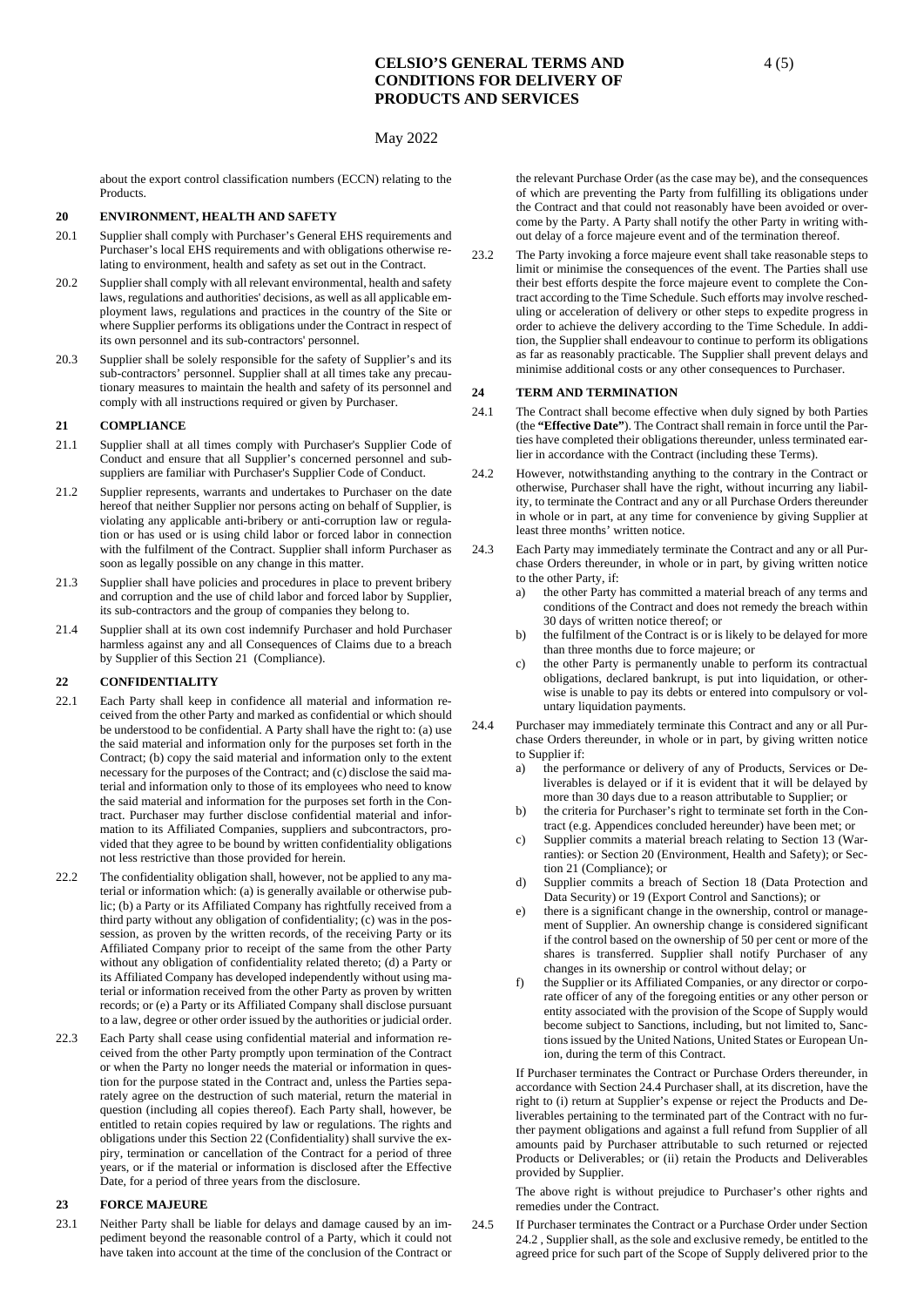about the export control classification numbers (ECCN) relating to the Products.

## 20 ENVIRONMENT, HEALTH AND SAFETY

20.1 Supplier shall comply with Purchaser's General EHS requirements and Purchaser's local EHS requirements and with obligations otherwise relating to environment, health and safety as set out in the Contract.

20.2 Supplier shall comply with all relevant environmental, health and safety laws, regulations and authorities' decisions, as well as all applicable employment laws, regulations and practices in the country of the Site or where Supplier performs its obligations under the Contract in respect of its own personnel and its sub-contractors' personnel.

20.3 Supplier shall be solely responsible for the safety of Supplier's and its sub-contractors' personnel. Supplier shall at all times take any precautionary measures to maintain the health and safety of its personnel and comply with all instructions required or given by Purchaser.

## 21 COMPLIANCE

21.1 Supplier shall at all times comply with Purchaser's Supplier Code of Conduct and ensure that all Supplier's concerned personnel and subsuppliers are familiar with Purchaser's Supplier Code of Conduct.

21.2 Supplier represents, warrants and undertakes to Purchaser on the date hereof that neither Supplier nor persons acting on behalf of Supplier, is violating any applicable anti-bribery or anti-corruption law or regulation or has used or is using child labor or forced labor in connection with the fulfilment of the Contract. Supplier shall inform Purchaser as soon as legally possible on any change in this matter.

21.3 Supplier shall have policies and procedures in place to prevent bribery and corruption and the use of child labor and forced labor by Supplier, its sub-contractors and the group of companies they belong to.

21.4 Supplier shall at its own cost indemnify Purchaser and hold Purchaser harmless against any and all Consequences of Claims due to a breach by Supplier of this Section 21 (Compliance).

## 22 CONFIDENTIALITY

22.1 Each Party shall keep in confidence all material and information received from the other Party and marked as confidential or which should be understood to be confidential. A Party shall have the right to: (a) use the said material and information only for the purposes set forth in the Contract; (b) copy the said material and information only to the extent necessary for the purposes of the Contract; and (c) disclose the said material and information only to those of its employees who need to know the said material and information for the purposes set forth in the Contract. Purchaser may further disclose confidential material and information to its Affiliated Companies, suppliers and subcontractors, provided that they agree to be bound by written confidentiality obligations not less restrictive than those provided for herein.

22.2 The confidentiality obligation shall, however, not be applied to any material or information which: (a) is generally available or otherwise public; (b) a Party or its Affiliated Company has rightfully received from a third party without any obligation of confidentiality; (c) was in the possession, as proven by the written records, of the receiving Party or its Affiliated Company prior to receipt of the same from the other Party without any obligation of confidentiality related thereto; (d) a Party or its Affiliated Company has developed independently without using material or information received from the other Party as proven by written records; or (e) a Party or its Affiliated Company shall disclose pursuant to a law, degree or other order issued by the authorities or judicial order.

22.3 Each Party shall cease using confidential material and information received from the other Party promptly upon termination of the Contract or when the Party no longer needs the material or information in question for the purpose stated in the Contract and, unless the Parties separately agree on the destruction of such material, return the material in question (including all copies thereof). Each Party shall, however, be entitled to retain copies required by law or regulations. The rights and obligations under this Section 22 (Confidentiality) shall survive the expiry, termination or cancellation of the Contract for a period of three years, or if the material or information is disclosed after the Effective Date, for a period of three years from the disclosure.

## 23 FORCE MAJEURE

23.1 Neither Party shall be liable for delays and damage caused by an impediment beyond the reasonable control of a Party, which it could not have taken into account at the time of the conclusion of the Contract or the relevant Purchase Order (as the case may be), and the consequences of which are preventing the Party from fulfilling its obligations under the Contract and that could not reasonably have been avoided or overcome by the Party. A Party shall notify the other Party in writing without delay of a force majeure event and of the termination thereof.

23.2 The Party invoking a force majeure event shall take reasonable steps to limit or minimise the consequences of the event. The Parties shall use their best efforts despite the force majeure event to complete the Contract according to the Time Schedule. Such efforts may involve rescheduling or acceleration of delivery or other steps to expedite progress in order to achieve the delivery according to the Time Schedule. In addition, the Supplier shall endeavour to continue to perform its obligations as far as reasonably practicable. The Supplier shall prevent delays and minimise additional costs or any other consequences to Purchaser.

## 24 TERM AND TERMINATION

24.1 The Contract shall become effective when duly signed by both Parties (the **"Effective Date"**). The Contract shall remain in force until the Parties have completed their obligations thereunder, unless terminated earlier in accordance with the Contract (including these Terms).

24.2 However, notwithstanding anything to the contrary in the Contract or otherwise, Purchaser shall have the right, without incurring any liability, to terminate the Contract and any or all Purchase Orders thereunder in whole or in part, at any time for convenience by giving Supplier at least three months' written notice.

24.3 Each Party may immediately terminate the Contract and any or all Purchase Orders thereunder, in whole or in part, by giving written notice to the other Party, if:

a) the other Party has committed a material breach of any terms and conditions of the Contract and does not remedy the breach within 30 days of written notice thereof; or
b) the fulfilment of the Contract is or is likely to be delayed for more than three months due to force majeure; or
c) the other Party is permanently unable to perform its contractual obligations, declared bankrupt, is put into liquidation, or otherwise is unable to pay its debts or entered into compulsory or voluntary liquidation payments.

24.4 Purchaser may immediately terminate this Contract and any or all Purchase Orders thereunder, in whole or in part, by giving written notice to Supplier if:

a) the performance or delivery of any of Products, Services or Deliverables is delayed or if it is evident that it will be delayed by more than 30 days due to a reason attributable to Supplier; or
b) the criteria for Purchaser's right to terminate set forth in the Contract (e.g. Appendices concluded hereunder) have been met; or
c) Supplier commits a material breach relating to Section 13 (Warranties): or Section 20 (Environment, Health and Safety); or Section 21 (Compliance); or
d) Supplier commits a breach of Section 18 (Data Protection and Data Security) or 19 (Export Control and Sanctions); or
e) there is a significant change in the ownership, control or management of Supplier. An ownership change is considered significant if the control based on the ownership of 50 per cent or more of the shares is transferred. Supplier shall notify Purchaser of any changes in its ownership or control without delay; or
f) the Supplier or its Affiliated Companies, or any director or corporate officer of any of the foregoing entities or any other person or entity associated with the provision of the Scope of Supply would become subject to Sanctions, including, but not limited to, Sanctions issued by the United Nations, United States or European Union, during the term of this Contract.

If Purchaser terminates the Contract or Purchase Orders thereunder, in accordance with Section 24.4 Purchaser shall, at its discretion, have the right to (i) return at Supplier's expense or reject the Products and Deliverables pertaining to the terminated part of the Contract with no further payment obligations and against a full refund from Supplier of all amounts paid by Purchaser attributable to such returned or rejected Products or Deliverables; or (ii) retain the Products and Deliverables provided by Supplier.

The above right is without prejudice to Purchaser's other rights and remedies under the Contract.

24.5 If Purchaser terminates the Contract or a Purchase Order under Section 24.2 , Supplier shall, as the sole and exclusive remedy, be entitled to the agreed price for such part of the Scope of Supply delivered prior to the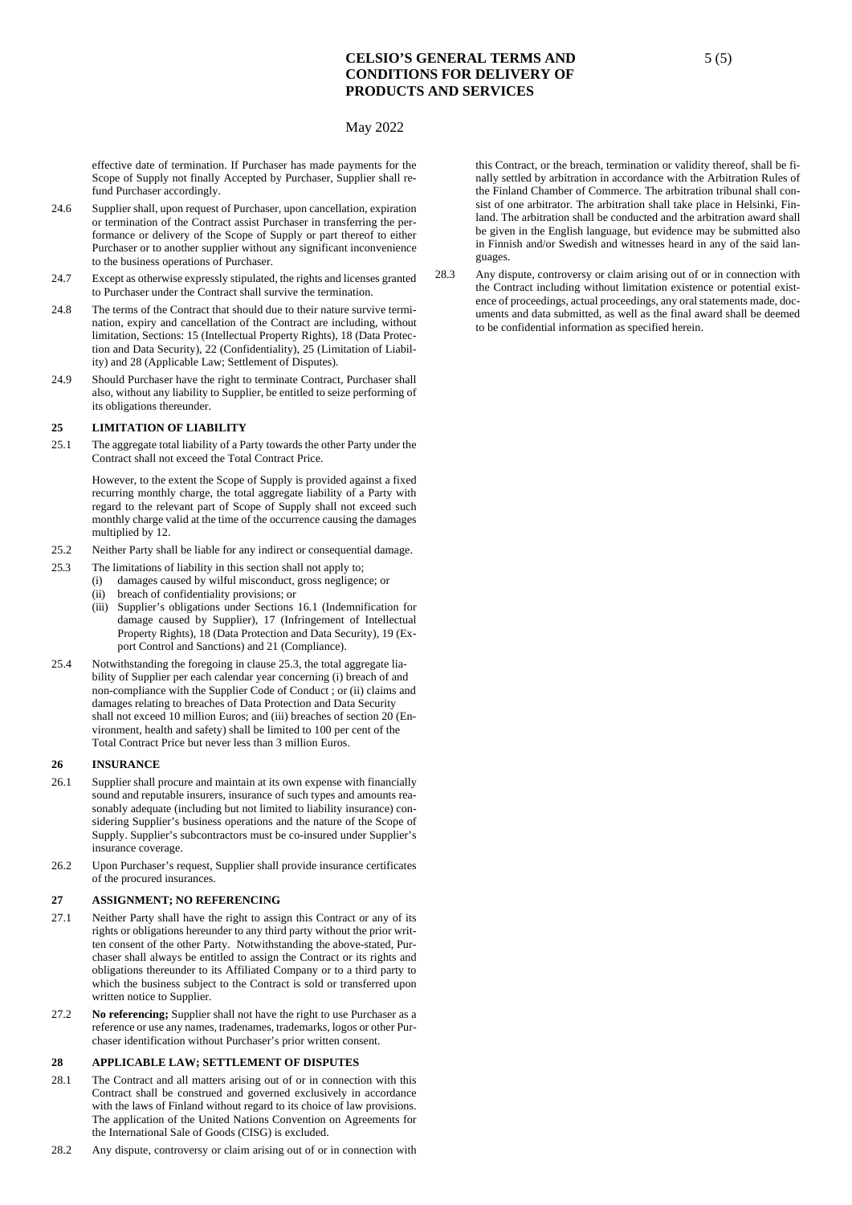effective date of termination. If Purchaser has made payments for the Scope of Supply not finally Accepted by Purchaser, Supplier shall refund Purchaser accordingly.

24.6 Supplier shall, upon request of Purchaser, upon cancellation, expiration or termination of the Contract assist Purchaser in transferring the performance or delivery of the Scope of Supply or part thereof to either Purchaser or to another supplier without any significant inconvenience to the business operations of Purchaser.

24.7 Except as otherwise expressly stipulated, the rights and licenses granted to Purchaser under the Contract shall survive the termination.

24.8 The terms of the Contract that should due to their nature survive termination, expiry and cancellation of the Contract are including, without limitation, Sections: 15 (Intellectual Property Rights), 18 (Data Protection and Data Security), 22 (Confidentiality), 25 (Limitation of Liability) and 28 (Applicable Law; Settlement of Disputes).

24.9 Should Purchaser have the right to terminate Contract, Purchaser shall also, without any liability to Supplier, be entitled to seize performing of its obligations thereunder.

## 25 LIMITATION OF LIABILITY

25.1 The aggregate total liability of a Party towards the other Party under the Contract shall not exceed the Total Contract Price.

However, to the extent the Scope of Supply is provided against a fixed recurring monthly charge, the total aggregate liability of a Party with regard to the relevant part of Scope of Supply shall not exceed such monthly charge valid at the time of the occurrence causing the damages multiplied by 12.

25.2 Neither Party shall be liable for any indirect or consequential damage.

25.3 The limitations of liability in this section shall not apply to;
- (i) damages caused by wilful misconduct, gross negligence; or
- (ii) breach of confidentiality provisions; or
- (iii) Supplier's obligations under Sections 16.1 (Indemnification for damage caused by Supplier), 17 (Infringement of Intellectual Property Rights), 18 (Data Protection and Data Security), 19 (Export Control and Sanctions) and 21 (Compliance).

25.4 Notwithstanding the foregoing in clause 25.3, the total aggregate liability of Supplier per each calendar year concerning (i) breach of and non-compliance with the Supplier Code of Conduct ; or (ii) claims and damages relating to breaches of Data Protection and Data Security shall not exceed 10 million Euros; and (iii) breaches of section 20 (Environment, health and safety) shall be limited to 100 per cent of the Total Contract Price but never less than 3 million Euros.

## 26 INSURANCE

26.1 Supplier shall procure and maintain at its own expense with financially sound and reputable insurers, insurance of such types and amounts reasonably adequate (including but not limited to liability insurance) considering Supplier's business operations and the nature of the Scope of Supply. Supplier's subcontractors must be co-insured under Supplier's insurance coverage.

26.2 Upon Purchaser's request, Supplier shall provide insurance certificates of the procured insurances.

## 27 ASSIGNMENT; NO REFERENCING

27.1 Neither Party shall have the right to assign this Contract or any of its rights or obligations hereunder to any third party without the prior written consent of the other Party. Notwithstanding the above-stated, Purchaser shall always be entitled to assign the Contract or its rights and obligations thereunder to its Affiliated Company or to a third party to which the business subject to the Contract is sold or transferred upon written notice to Supplier.

27.2 **No referencing;** Supplier shall not have the right to use Purchaser as a reference or use any names, tradenames, trademarks, logos or other Purchaser identification without Purchaser's prior written consent.

## 28 APPLICABLE LAW; SETTLEMENT OF DISPUTES

28.1 The Contract and all matters arising out of or in connection with this Contract shall be construed and governed exclusively in accordance with the laws of Finland without regard to its choice of law provisions. The application of the United Nations Convention on Agreements for the International Sale of Goods (CISG) is excluded.

28.2 Any dispute, controversy or claim arising out of or in connection with this Contract, or the breach, termination or validity thereof, shall be finally settled by arbitration in accordance with the Arbitration Rules of the Finland Chamber of Commerce. The arbitration tribunal shall consist of one arbitrator. The arbitration shall take place in Helsinki, Finland. The arbitration shall be conducted and the arbitration award shall be given in the English language, but evidence may be submitted also in Finnish and/or Swedish and witnesses heard in any of the said languages.

28.3 Any dispute, controversy or claim arising out of or in connection with the Contract including without limitation existence or potential existence of proceedings, actual proceedings, any oral statements made, documents and data submitted, as well as the final award shall be deemed to be confidential information as specified herein.